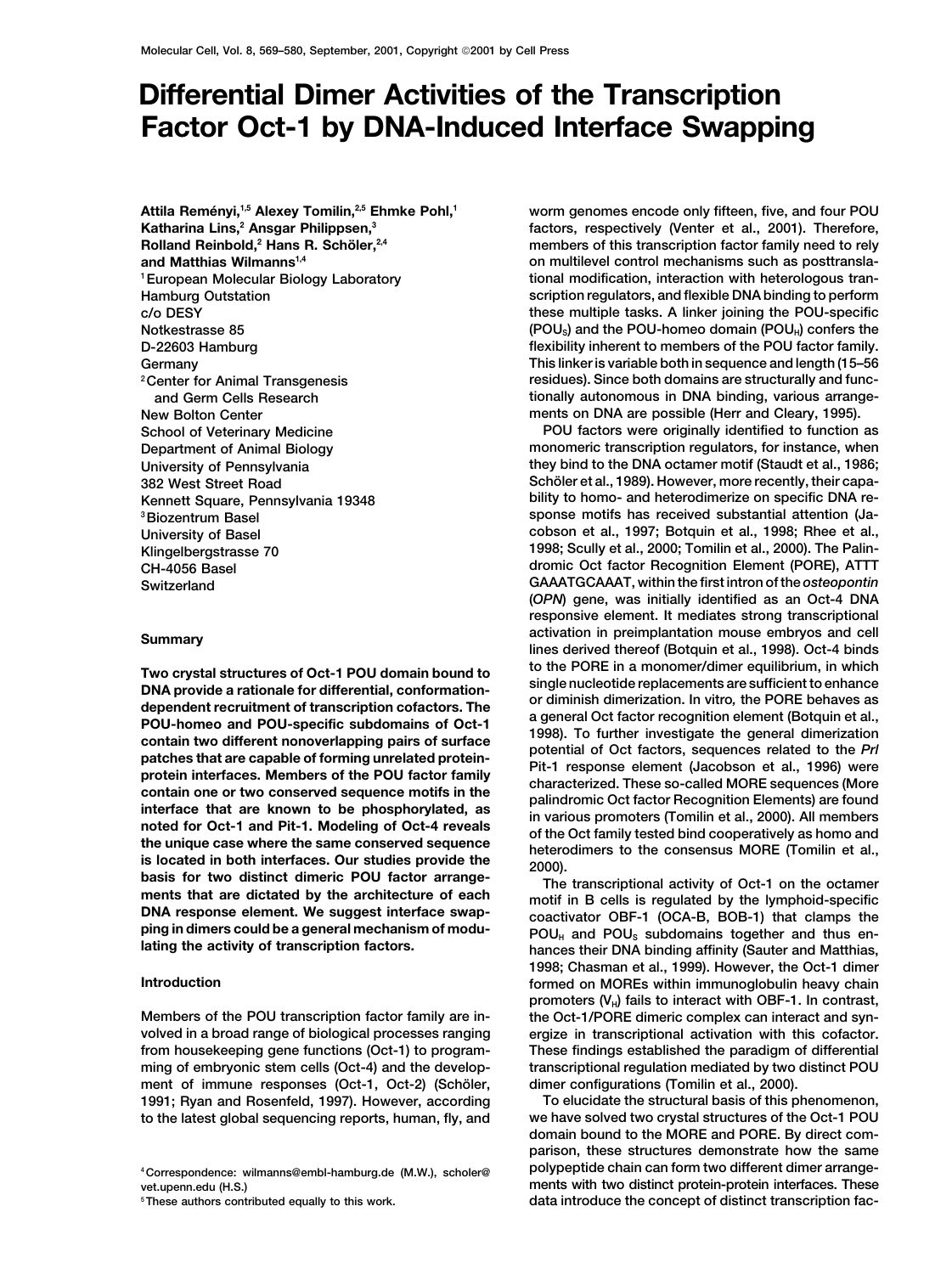# Differential Dimer Activities of the Transcription Factor Oct-1 by DNA-Induced Interface Swapping

Attila Reményi,[1,5] Alexey Tomilin,[2,5] Ehmke Pohl,[1] Katharina Lins,[2] Ansgar Philippsen,[3] Rolland Reinbold,[2] Hans R. Schöler,[2,4] and Matthias Wilmanns[1,4]

[1] European Molecular Biology Laboratory Hamburg Outstation c/o DESY Notkestrasse 85 D-22603 Hamburg Germany

[2] Center for Animal Transgenesis and Germ Cells Research New Bolton Center School of Veterinary Medicine Department of Animal Biology University of Pennsylvania 382 West Street Road Kennett Square, Pennsylvania 19348

[3] Biozentrum Basel University of Basel Klingelbergstrasse 70 CH-4056 Basel Switzerland

## Summary

**Two crystal structures of Oct-1 POU domain bound to DNA provide a rationale for differential, conformation-dependent recruitment of transcription cofactors. The POU-homeo and POU-specific subdomains of Oct-1 contain two different nonoverlapping pairs of surface patches that are capable of forming unrelated protein-protein interfaces. Members of the POU factor family contain one or two conserved sequence motifs in the interface that are known to be phosphorylated, as noted for Oct-1 and Pit-1. Modeling of Oct-4 reveals the unique case where the same conserved sequence is located in both interfaces. Our studies provide the basis for two distinct dimeric POU factor arrangements that are dictated by the architecture of each DNA response element. We suggest interface swapping in dimers could be a general mechanism of modulating the activity of transcription factors.**

## Introduction

Members of the POU transcription factor family are involved in a broad range of biological processes ranging from housekeeping gene functions (Oct-1) to programming of embryonic stem cells (Oct-4) and the development of immune responses (Oct-1, Oct-2) (Schöler, 1991; Ryan and Rosenfeld, 1997). However, according to the latest global sequencing reports, human, fly, and worm genomes encode only fifteen, five, and four POU factors, respectively (Venter et al., 2001). Therefore, members of this transcription factor family need to rely on multilevel control mechanisms such as posttranslational modification, interaction with heterologous transcription regulators, and flexible DNA binding to perform these multiple tasks. A linker joining the POU-specific ($POU_S$) and the POU-homeo domain ($POU_H$) confers the flexibility inherent to members of the POU factor family. This linker is variable both in sequence and length (15–56 residues). Since both domains are structurally and functionally autonomous in DNA binding, various arrangements on DNA are possible (Herr and Cleary, 1995).

POU factors were originally identified to function as monomeric transcription regulators, for instance, when they bind to the DNA octamer motif (Staudt et al., 1986; Schöler et al., 1989). However, more recently, their capability to homo- and heterodimerize on specific DNA response motifs has received substantial attention (Jacobson et al., 1997; Botquin et al., 1998; Rhee et al., 1998; Scully et al., 2000; Tomilin et al., 2000). The Palindromic Oct factor Recognition Element (PORE), ATTTGAAATGCAAAT, within the first intron of the *osteopontin* (*OPN*) gene, was initially identified as an Oct-4 DNA responsive element. It mediates strong transcriptional activation in preimplantation mouse embryos and cell lines derived thereof (Botquin et al., 1998). Oct-4 binds to the PORE in a monomer/dimer equilibrium, in which single nucleotide replacements are sufficient to enhance or diminish dimerization. In vitro, the PORE behaves as a general Oct factor recognition element (Botquin et al., 1998). To further investigate the general dimerization potential of Oct factors, sequences related to the *Prl* Pit-1 response element (Jacobson et al., 1996) were characterized. These so-called MORE sequences (More palindromic Oct factor Recognition Elements) are found in various promoters (Tomilin et al., 2000). All members of the Oct family tested bind cooperatively as homo and heterodimers to the consensus MORE (Tomilin et al., 2000).

The transcriptional activity of Oct-1 on the octamer motif in B cells is regulated by the lymphoid-specific coactivator OBF-1 (OCA-B, BOB-1) that clamps the $POU_H$ and $POU_S$ subdomains together and thus enhances their DNA binding affinity (Sauter and Matthias, 1998; Chasman et al., 1999). However, the Oct-1 dimer formed on MOREs within immunoglobulin heavy chain promoters ($V_H$) fails to interact with OBF-1. In contrast, the Oct-1/PORE dimeric complex can interact and synergize in transcriptional activation with this cofactor. These findings established the paradigm of differential transcriptional regulation mediated by two distinct POU dimer configurations (Tomilin et al., 2000).

To elucidate the structural basis of this phenomenon, we have solved two crystal structures of the Oct-1 POU domain bound to the MORE and PORE. By direct comparison, these structures demonstrate how the same polypeptide chain can form two different dimer arrangements with two distinct protein-protein interfaces. These data introduce the concept of distinct transcription fac-

[4] Correspondence: wilmanns@embl-hamburg.de (M.W.), scholer@vet.upenn.edu (H.S.)

[5] These authors contributed equally to this work.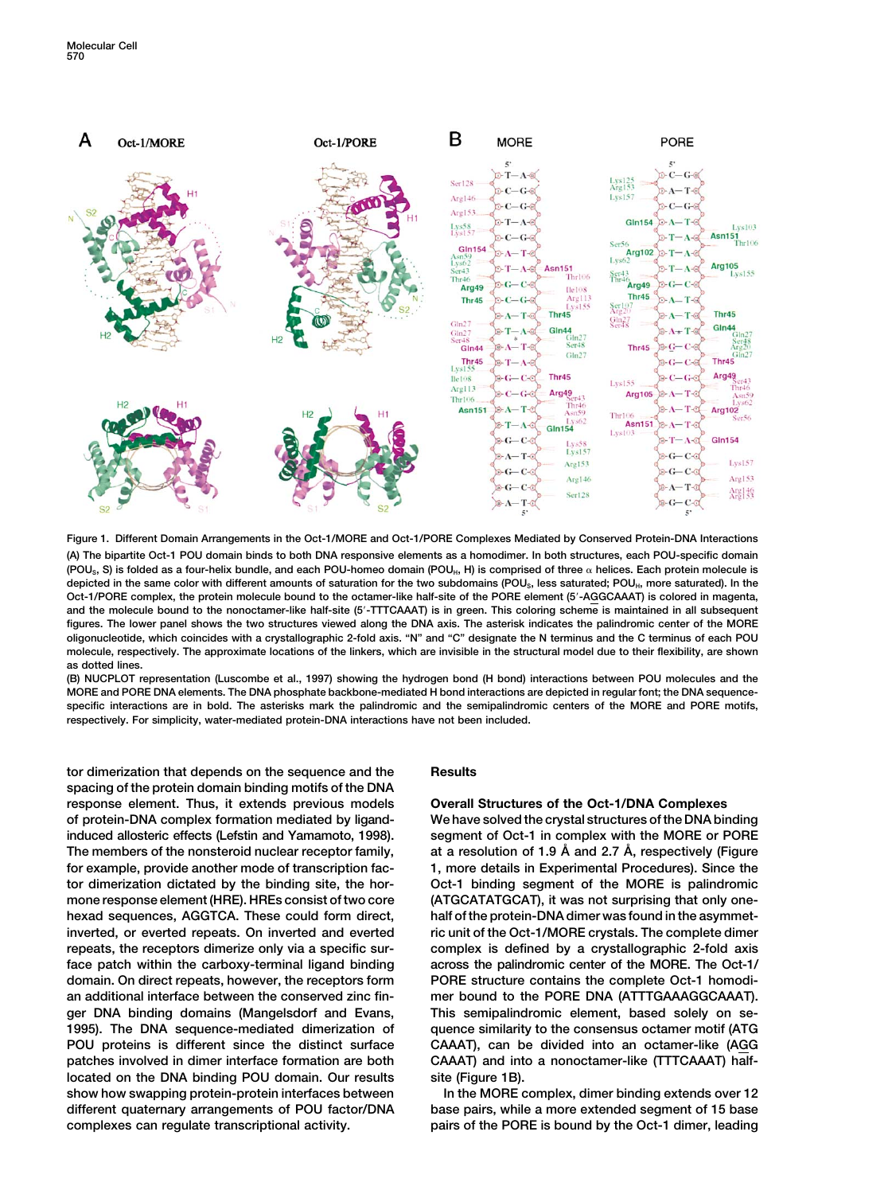Figure 1. Different Domain Arrangements in the Oct-1/MORE and Oct-1/PORE Complexes Mediated by Conserved Protein-DNA Interactions

(A) The bipartite Oct-1 POU domain binds to both DNA responsive elements as a homodimer. In both structures, each POU-specific domain ($POU_S$, S) is folded as a four-helix bundle, and each POU-homeo domain ($POU_H$, H) is comprised of three α helices. Each protein molecule is depicted in the same color with different amounts of saturation for the two subdomains ($POU_S$, less saturated; $POU_H$, more saturated). In the Oct-1/PORE complex, the protein molecule bound to the octamer-like half-site of the PORE element (5′-AGGCAAAT) is colored in magenta, and the molecule bound to the nonoctamer-like half-site (5′-TTTCAAAT) is in green. This coloring scheme is maintained in all subsequent figures. The lower panel shows the two structures viewed along the DNA axis. The asterisk indicates the palindromic center of the MORE oligonucleotide, which coincides with a crystallographic 2-fold axis. "N" and "C" designate the N terminus and the C terminus of each POU molecule, respectively. The approximate locations of the linkers, which are invisible in the structural model due to their flexibility, are shown as dotted lines.

(B) NUCPLOT representation (Luscombe et al., 1997) showing the hydrogen bond (H bond) interactions between POU molecules and the MORE and PORE DNA elements. The DNA phosphate backbone-mediated H bond interactions are depicted in regular font; the DNA sequence-specific interactions are in bold. The asterisks mark the palindromic and the semipalindromic centers of the MORE and PORE motifs, respectively. For simplicity, water-mediated protein-DNA interactions have not been included.

tor dimerization that depends on the sequence and the spacing of the protein domain binding motifs of the DNA response element. Thus, it extends previous models of protein-DNA complex formation mediated by ligand-induced allosteric effects (Lefstin and Yamamoto, 1998). The members of the nonsteroid nuclear receptor family, for example, provide another mode of transcription factor dimerization dictated by the binding site, the hormone response element (HRE). HREs consist of two core hexad sequences, AGGTCA. These could form direct, inverted, or everted repeats. On inverted and everted repeats, the receptors dimerize only via a specific surface patch within the carboxy-terminal ligand binding domain. On direct repeats, however, the receptors form an additional interface between the conserved zinc finger DNA binding domains (Mangelsdorf and Evans, 1995). The DNA sequence-mediated dimerization of POU proteins is different since the distinct surface patches involved in dimer interface formation are both located on the DNA binding POU domain. Our results show how swapping protein-protein interfaces between different quaternary arrangements of POU factor/DNA complexes can regulate transcriptional activity.

## Results

### Overall Structures of the Oct-1/DNA Complexes

We have solved the crystal structures of the DNA binding segment of Oct-1 in complex with the MORE or PORE at a resolution of 1.9 Å and 2.7 Å, respectively (Figure 1, more details in Experimental Procedures). Since the Oct-1 binding segment of the MORE is palindromic (ATGCATATGCAT), it was not surprising that only one-half of the protein-DNA dimer was found in the asymmetric unit of the Oct-1/MORE crystals. The complete dimer complex is defined by a crystallographic 2-fold axis across the palindromic center of the MORE. The Oct-1/PORE structure contains the complete Oct-1 homodimer bound to the PORE DNA (ATTTGAAAGGCAAAT). This semipalindromic element, based solely on sequence similarity to the consensus octamer motif (ATGCAAAT), can be divided into an octamer-like (AGGCAAAT) and into a nonoctamer-like (TTTCAAAT) half-site (Figure 1B).

In the MORE complex, dimer binding extends over 12 base pairs, while a more extended segment of 15 base pairs of the PORE is bound by the Oct-1 dimer, leading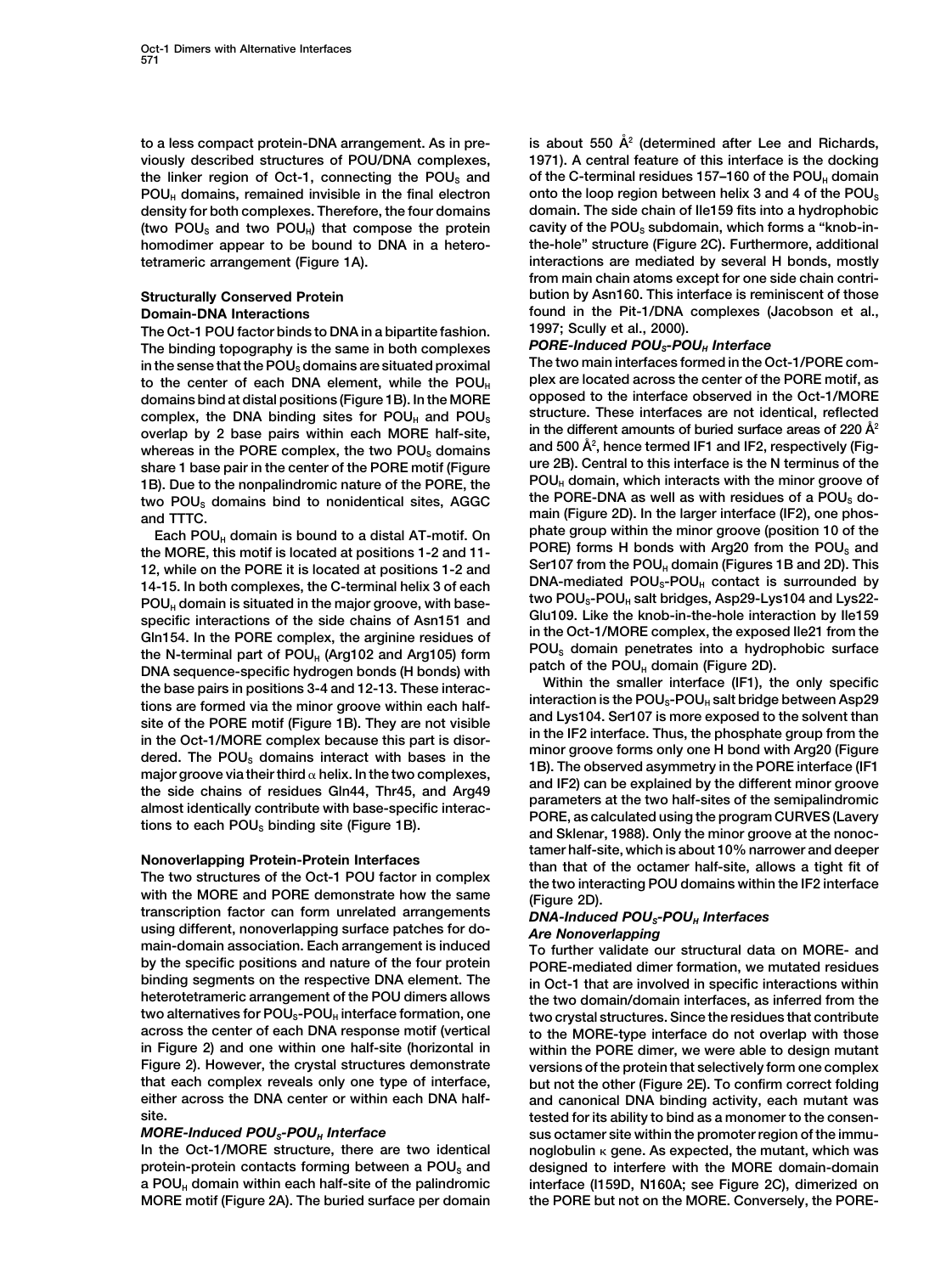to a less compact protein-DNA arrangement. As in previously described structures of POU/DNA complexes, the linker region of Oct-1, connecting the $POU_S$ and $POU_H$ domains, remained invisible in the final electron density for both complexes. Therefore, the four domains (two $POU_S$ and two $POU_H$) that compose the protein homodimer appear to be bound to DNA in a heterotetrameric arrangement (Figure 1A).

## Structurally Conserved Protein Domain-DNA Interactions

The Oct-1 POU factor binds to DNA in a bipartite fashion. The binding topography is the same in both complexes in the sense that the $POU_S$ domains are situated proximal to the center of each DNA element, while the $POU_H$ domains bind at distal positions (Figure 1B). In the MORE complex, the DNA binding sites for $POU_H$ and $POU_S$ overlap by 2 base pairs within each MORE half-site, whereas in the PORE complex, the two $POU_S$ domains share 1 base pair in the center of the PORE motif (Figure 1B). Due to the nonpalindromic nature of the PORE, the two $POU_S$ domains bind to nonidentical sites, AGGC and TTTC.

Each $POU_H$ domain is bound to a distal AT-motif. On the MORE, this motif is located at positions 1-2 and 11-12, while on the PORE it is located at positions 1-2 and 14-15. In both complexes, the C-terminal helix 3 of each $POU_H$ domain is situated in the major groove, with base-specific interactions of the side chains of Asn151 and Gln154. In the PORE complex, the arginine residues of the N-terminal part of $POU_H$ (Arg102 and Arg105) form DNA sequence-specific hydrogen bonds (H bonds) with the base pairs in positions 3-4 and 12-13. These interactions are formed via the minor groove within each half-site of the PORE motif (Figure 1B). They are not visible in the Oct-1/MORE complex because this part is disordered. The $POU_S$ domains interact with bases in the major groove via their third α helix. In the two complexes, the side chains of residues Gln44, Thr45, and Arg49 almost identically contribute with base-specific interactions to each $POU_S$ binding site (Figure 1B).

## Nonoverlapping Protein-Protein Interfaces

The two structures of the Oct-1 POU factor in complex with the MORE and PORE demonstrate how the same transcription factor can form unrelated arrangements using different, nonoverlapping surface patches for domain-domain association. Each arrangement is induced by the specific positions and nature of the four protein binding segments on the respective DNA element. The heterotetrameric arrangement of the POU dimers allows two alternatives for $POU_S$-$POU_H$ interface formation, one across the center of each DNA response motif (vertical in Figure 2) and one within one half-site (horizontal in Figure 2). However, the crystal structures demonstrate that each complex reveals only one type of interface, either across the DNA center or within each DNA half-site.

### *MORE-Induced $POU_S$-$POU_H$ Interface*

In the Oct-1/MORE structure, there are two identical protein-protein contacts forming between a $POU_S$ and a $POU_H$ domain within each half-site of the palindromic MORE motif (Figure 2A). The buried surface per domain is about 550 Å$^2$ (determined after Lee and Richards, 1971). A central feature of this interface is the docking of the C-terminal residues 157–160 of the $POU_H$ domain onto the loop region between helix 3 and 4 of the $POU_S$ domain. The side chain of Ile159 fits into a hydrophobic cavity of the $POU_S$ subdomain, which forms a "knob-in-the-hole" structure (Figure 2C). Furthermore, additional interactions are mediated by several H bonds, mostly from main chain atoms except for one side chain contribution by Asn160. This interface is reminiscent of those found in the Pit-1/DNA complexes (Jacobson et al., 1997; Scully et al., 2000).

### *PORE-Induced $POU_S$-$POU_H$ Interface*

The two main interfaces formed in the Oct-1/PORE complex are located across the center of the PORE motif, as opposed to the interface observed in the Oct-1/MORE structure. These interfaces are not identical, reflected in the different amounts of buried surface areas of 220 Å$^2$ and 500 Å$^2$, hence termed IF1 and IF2, respectively (Figure 2B). Central to this interface is the N terminus of the $POU_H$ domain, which interacts with the minor groove of the PORE-DNA as well as with residues of a $POU_S$ domain (Figure 2D). In the larger interface (IF2), one phosphate group within the minor groove (position 10 of the PORE) forms H bonds with Arg20 from the $POU_S$ and Ser107 from the $POU_H$ domain (Figures 1B and 2D). This DNA-mediated $POU_S$-$POU_H$ contact is surrounded by two $POU_S$-$POU_H$ salt bridges, Asp29-Lys104 and Lys22-Glu109. Like the knob-in-the-hole interaction by Ile159 in the Oct-1/MORE complex, the exposed Ile21 from the $POU_S$ domain penetrates into a hydrophobic surface patch of the $POU_H$ domain (Figure 2D).

Within the smaller interface (IF1), the only specific interaction is the $POU_S$-$POU_H$ salt bridge between Asp29 and Lys104. Ser107 is more exposed to the solvent than in the IF2 interface. Thus, the phosphate group from the minor groove forms only one H bond with Arg20 (Figure 1B). The observed asymmetry in the PORE interface (IF1 and IF2) can be explained by the different minor groove parameters at the two half-sites of the semipalindromic PORE, as calculated using the program CURVES (Lavery and Sklenar, 1988). Only the minor groove at the nonoctamer half-site, which is about 10% narrower and deeper than that of the octamer half-site, allows a tight fit of the two interacting POU domains within the IF2 interface (Figure 2D).

### *DNA-Induced $POU_S$-$POU_H$ Interfaces Are Nonoverlapping*

To further validate our structural data on MORE- and PORE-mediated dimer formation, we mutated residues in Oct-1 that are involved in specific interactions within the two domain/domain interfaces, as inferred from the two crystal structures. Since the residues that contribute to the MORE-type interface do not overlap with those within the PORE dimer, we were able to design mutant versions of the protein that selectively form one complex but not the other (Figure 2E). To confirm correct folding and canonical DNA binding activity, each mutant was tested for its ability to bind as a monomer to the consensus octamer site within the promoter region of the immunoglobulin κ gene. As expected, the mutant, which was designed to interfere with the MORE domain-domain interface (I159D, N160A; see Figure 2C), dimerized on the PORE but not on the MORE. Conversely, the PORE-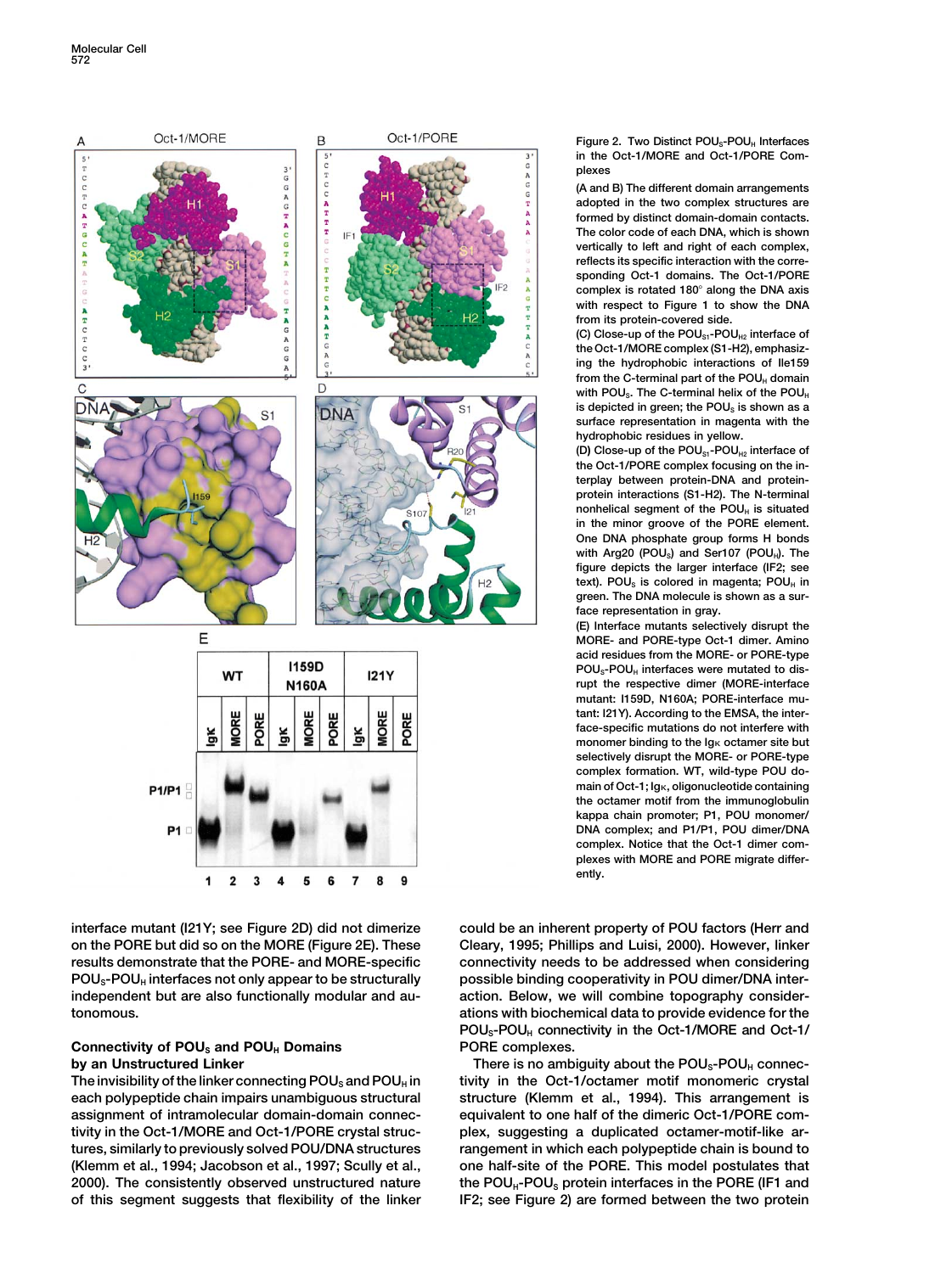Figure 2. Two Distinct $POU_S$-$POU_H$ Interfaces in the Oct-1/MORE and Oct-1/PORE Complexes

(A and B) The different domain arrangements adopted in the two complex structures are formed by distinct domain-domain contacts. The color code of each DNA, which is shown vertically to left and right of each complex, reflects its specific interaction with the corresponding Oct-1 domains. The Oct-1/PORE complex is rotated 180° along the DNA axis with respect to Figure 1 to show the DNA from its protein-covered side.

(C) Close-up of the $POU_{S1}$-$POU_{H2}$ interface of the Oct-1/MORE complex (S1-H2), emphasizing the hydrophobic interactions of Ile159 from the C-terminal part of the $POU_H$ domain with $POU_S$. The C-terminal helix of the $POU_H$ is depicted in green; the $POU_S$ is shown as a surface representation in magenta with the hydrophobic residues in yellow.

(D) Close-up of the $POU_{S1}$-$POU_{H2}$ interface of the Oct-1/PORE complex focusing on the interplay between protein-DNA and protein-protein interactions (S1-H2). The N-terminal nonhelical segment of the $POU_H$ is situated in the minor groove of the PORE element. One DNA phosphate group forms H bonds with Arg20 ($POU_S$) and Ser107 ($POU_H$). The figure depicts the larger interface (IF2; see text). $POU_S$ is colored in magenta; $POU_H$ in green. The DNA molecule is shown as a surface representation in gray.

(E) Interface mutants selectively disrupt the MORE- and PORE-type Oct-1 dimer. Amino acid residues from the MORE- or PORE-type $POU_S$-$POU_H$ interfaces were mutated to disrupt the respective dimer (MORE-interface mutant: I159D, N160A; PORE-interface mutant: I21Y). According to the EMSA, the interface-specific mutations do not interfere with monomer binding to the Igκ octamer site but selectively disrupt the MORE- or PORE-type complex formation. WT, wild-type POU domain of Oct-1; Igκ, oligonucleotide containing the octamer motif from the immunoglobulin kappa chain promoter; P1, POU monomer/DNA complex; and P1/P1, POU dimer/DNA complex. Notice that the Oct-1 dimer complexes with MORE and PORE migrate differently.

interface mutant (I21Y; see Figure 2D) did not dimerize on the PORE but did so on the MORE (Figure 2E). These results demonstrate that the PORE- and MORE-specific $POU_S$-$POU_H$ interfaces not only appear to be structurally independent but are also functionally modular and autonomous.

## Connectivity of $POU_S$ and $POU_H$ Domains by an Unstructured Linker

The invisibility of the linker connecting $POU_S$ and $POU_H$ in each polypeptide chain impairs unambiguous structural assignment of intramolecular domain-domain connectivity in the Oct-1/MORE and Oct-1/PORE crystal structures, similarly to previously solved POU/DNA structures (Klemm et al., 1994; Jacobson et al., 1997; Scully et al., 2000). The consistently observed unstructured nature of this segment suggests that flexibility of the linker could be an inherent property of POU factors (Herr and Cleary, 1995; Phillips and Luisi, 2000). However, linker connectivity needs to be addressed when considering possible binding cooperativity in POU dimer/DNA interaction. Below, we will combine topography considerations with biochemical data to provide evidence for the $POU_S$-$POU_H$ connectivity in the Oct-1/MORE and Oct-1/PORE complexes.

There is no ambiguity about the $POU_S$-$POU_H$ connectivity in the Oct-1/octamer motif monomeric crystal structure (Klemm et al., 1994). This arrangement is equivalent to one half of the dimeric Oct-1/PORE complex, suggesting a duplicated octamer-motif-like arrangement in which each polypeptide chain is bound to one half-site of the PORE. This model postulates that the $POU_H$-$POU_S$ protein interfaces in the PORE (IF1 and IF2; see Figure 2) are formed between the two protein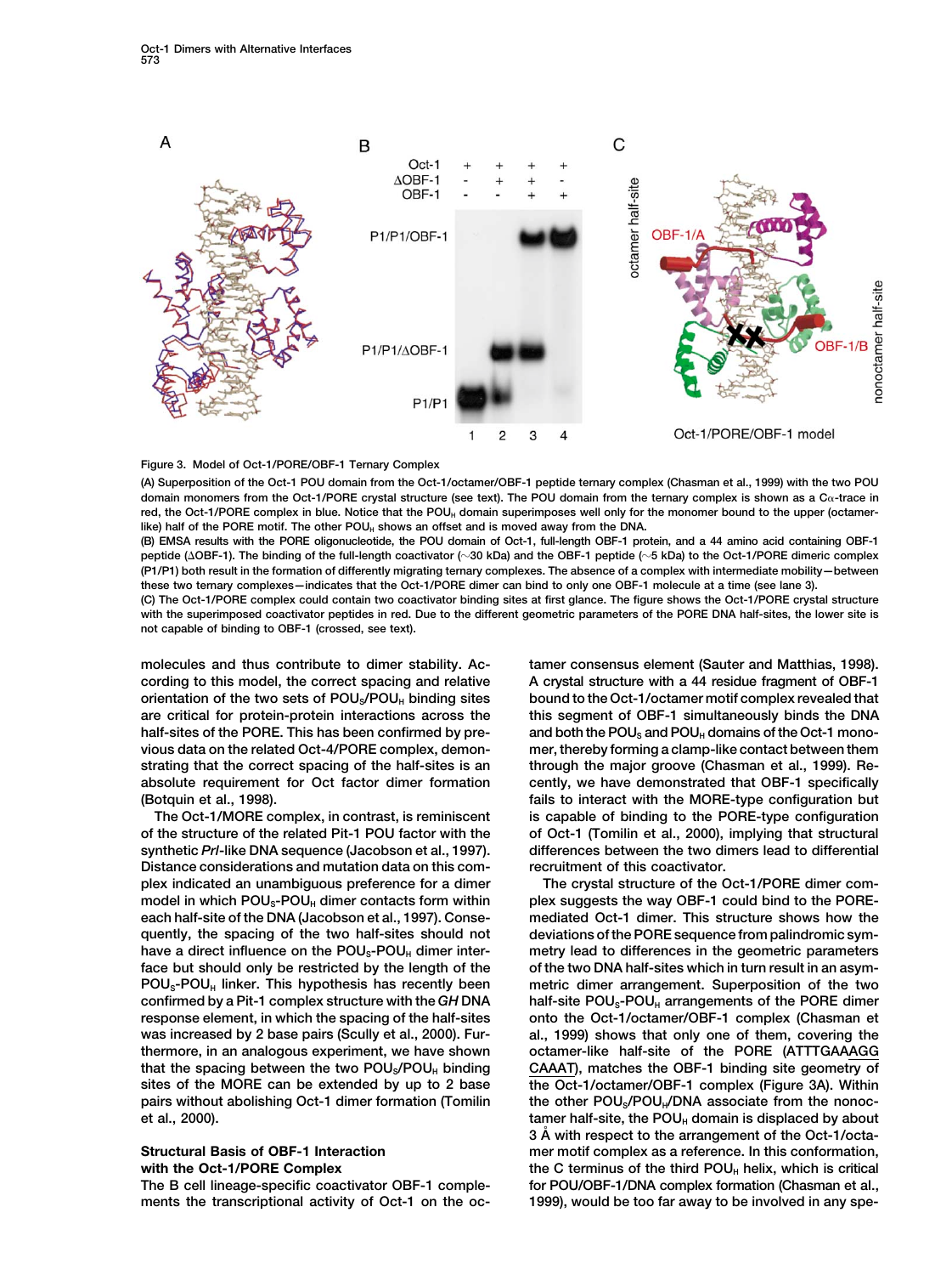Figure 3. Model of Oct-1/PORE/OBF-1 Ternary Complex

(A) Superposition of the Oct-1 POU domain from the Oct-1/octamer/OBF-1 peptide ternary complex (Chasman et al., 1999) with the two POU domain monomers from the Oct-1/PORE crystal structure (see text). The POU domain from the ternary complex is shown as a Cα-trace in red, the Oct-1/PORE complex in blue. Notice that the $POU_H$ domain superimposes well only for the monomer bound to the upper (octamer-like) half of the PORE motif. The other $POU_H$ shows an offset and is moved away from the DNA.

(B) EMSA results with the PORE oligonucleotide, the POU domain of Oct-1, full-length OBF-1 protein, and a 44 amino acid containing OBF-1 peptide (ΔOBF-1). The binding of the full-length coactivator (~30 kDa) and the OBF-1 peptide (~5 kDa) to the Oct-1/PORE dimeric complex (P1/P1) both result in the formation of differently migrating ternary complexes. The absence of a complex with intermediate mobility—between these two ternary complexes—indicates that the Oct-1/PORE dimer can bind to only one OBF-1 molecule at a time (see lane 3).

(C) The Oct-1/PORE complex could contain two coactivator binding sites at first glance. The figure shows the Oct-1/PORE crystal structure with the superimposed coactivator peptides in red. Due to the different geometric parameters of the PORE DNA half-sites, the lower site is not capable of binding to OBF-1 (crossed, see text).

molecules and thus contribute to dimer stability. According to this model, the correct spacing and relative orientation of the two sets of $POU_S/POU_H$ binding sites are critical for protein-protein interactions across the half-sites of the PORE. This has been confirmed by previous data on the related Oct-4/PORE complex, demonstrating that the correct spacing of the half-sites is an absolute requirement for Oct factor dimer formation (Botquin et al., 1998).

The Oct-1/MORE complex, in contrast, is reminiscent of the structure of the related Pit-1 POU factor with the synthetic *Prl*-like DNA sequence (Jacobson et al., 1997). Distance considerations and mutation data on this complex indicated an unambiguous preference for a dimer model in which $POU_S$-$POU_H$ dimer contacts form within each half-site of the DNA (Jacobson et al., 1997). Consequently, the spacing of the two half-sites should not have a direct influence on the $POU_S$-$POU_H$ dimer interface but should only be restricted by the length of the $POU_S$-$POU_H$ linker. This hypothesis has recently been confirmed by a Pit-1 complex structure with the *GH* DNA response element, in which the spacing of the half-sites was increased by 2 base pairs (Scully et al., 2000). Furthermore, in an analogous experiment, we have shown that the spacing between the two $POU_S/POU_H$ binding sites of the MORE can be extended by up to 2 base pairs without abolishing Oct-1 dimer formation (Tomilin et al., 2000).

## Structural Basis of OBF-1 Interaction with the Oct-1/PORE Complex

The B cell lineage-specific coactivator OBF-1 complements the transcriptional activity of Oct-1 on the octamer consensus element (Sauter and Matthias, 1998). A crystal structure with a 44 residue fragment of OBF-1 bound to the Oct-1/octamer motif complex revealed that this segment of OBF-1 simultaneously binds the DNA and both the $POU_S$ and $POU_H$ domains of the Oct-1 monomer, thereby forming a clamp-like contact between them through the major groove (Chasman et al., 1999). Recently, we have demonstrated that OBF-1 specifically fails to interact with the MORE-type configuration but is capable of binding to the PORE-type configuration of Oct-1 (Tomilin et al., 2000), implying that structural differences between the two dimers lead to differential recruitment of this coactivator.

The crystal structure of the Oct-1/PORE dimer complex suggests the way OBF-1 could bind to the PORE-mediated Oct-1 dimer. This structure shows how the deviations of the PORE sequence from palindromic symmetry lead to differences in the geometric parameters of the two DNA half-sites which in turn result in an asymmetric dimer arrangement. Superposition of the two half-site $POU_S$-$POU_H$ arrangements of the PORE dimer onto the Oct-1/octamer/OBF-1 complex (Chasman et al., 1999) shows that only one of them, covering the octamer-like half-site of the PORE (ATTTGAAAGG CAAAT), matches the OBF-1 binding site geometry of the Oct-1/octamer/OBF-1 complex (Figure 3A). Within the other $POU_S/POU_H$/DNA associate from the nonoctamer half-site, the $POU_H$ domain is displaced by about 3 Å with respect to the arrangement of the Oct-1/octamer motif complex as a reference. In this conformation, the C terminus of the third $POU_H$ helix, which is critical for POU/OBF-1/DNA complex formation (Chasman et al., 1999), would be too far away to be involved in any spe-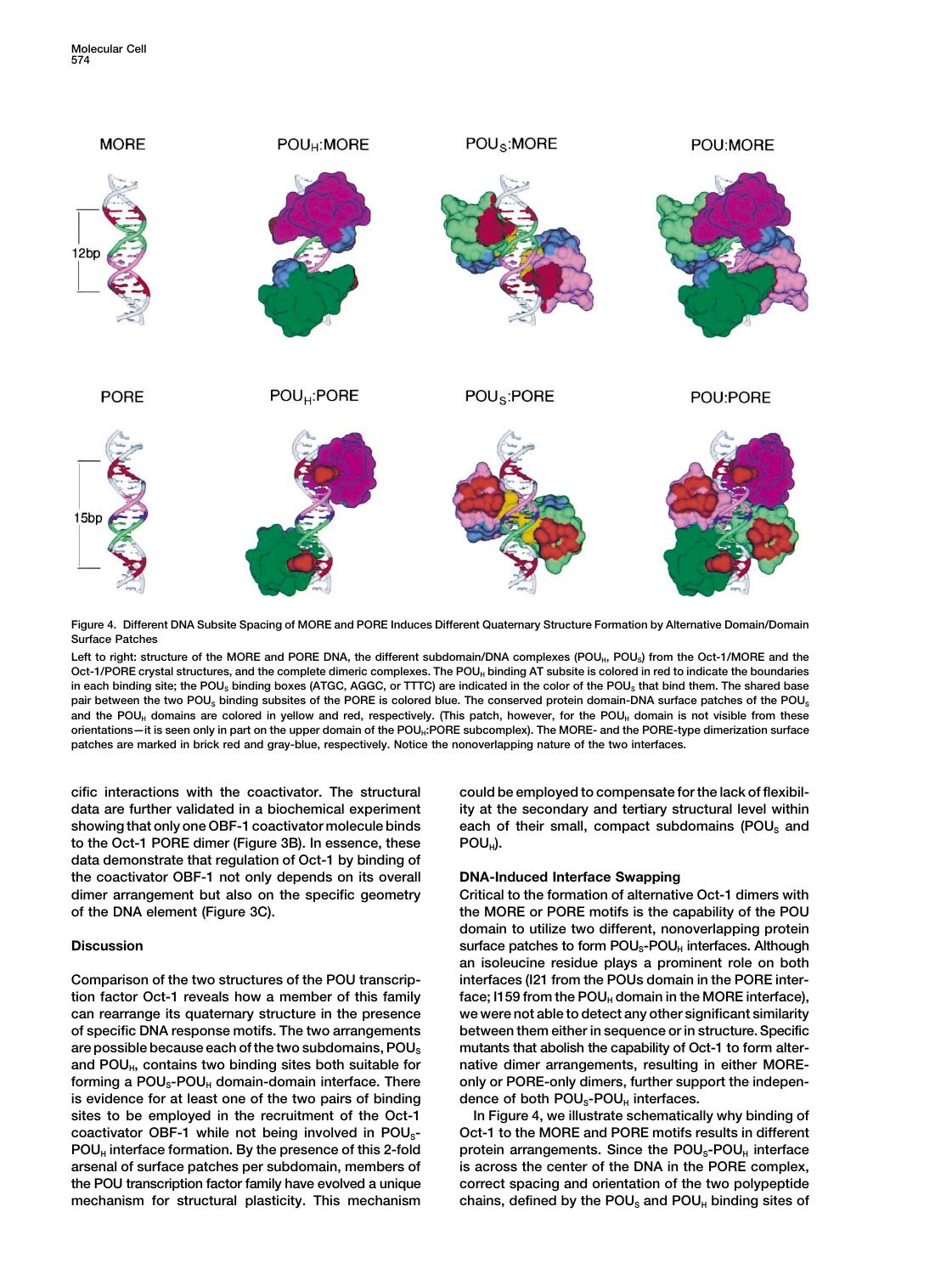Figure 4. Different DNA Subsite Spacing of MORE and PORE Induces Different Quaternary Structure Formation by Alternative Domain/Domain Surface Patches

Left to right: structure of the MORE and PORE DNA, the different subdomain/DNA complexes ($POU_H$, $POU_S$) from the Oct-1/MORE and the Oct-1/PORE crystal structures, and the complete dimeric complexes. The $POU_H$ binding AT subsite is colored in red to indicate the boundaries in each binding site; the $POU_S$ binding boxes (ATGC, AGGC, or TTTC) are indicated in the color of the $POU_S$ that bind them. The shared base pair between the two $POU_S$ binding subsites of the PORE is colored blue. The conserved protein domain-DNA surface patches of the $POU_S$ and the $POU_H$ domains are colored in yellow and red, respectively. (This patch, however, for the $POU_H$ domain is not visible from these orientations—it is seen only in part on the upper domain of the $POU_H$:PORE subcomplex). The MORE- and the PORE-type dimerization surface patches are marked in brick red and gray-blue, respectively. Notice the nonoverlapping nature of the two interfaces.

cific interactions with the coactivator. The structural data are further validated in a biochemical experiment showing that only one OBF-1 coactivator molecule binds to the Oct-1 PORE dimer (Figure 3B). In essence, these data demonstrate that regulation of Oct-1 by binding of the coactivator OBF-1 not only depends on its overall dimer arrangement but also on the specific geometry of the DNA element (Figure 3C).

## Discussion

Comparison of the two structures of the POU transcription factor Oct-1 reveals how a member of this family can rearrange its quaternary structure in the presence of specific DNA response motifs. The two arrangements are possible because each of the two subdomains, $POU_S$ and $POU_H$, contains two binding sites both suitable for forming a $POU_S$-$POU_H$ domain-domain interface. There is evidence for at least one of the two pairs of binding sites to be employed in the recruitment of the Oct-1 coactivator OBF-1 while not being involved in $POU_S$-$POU_H$ interface formation. By the presence of this 2-fold arsenal of surface patches per subdomain, members of the POU transcription factor family have evolved a unique mechanism for structural plasticity. This mechanism could be employed to compensate for the lack of flexibility at the secondary and tertiary structural level within each of their small, compact subdomains ($POU_S$ and $POU_H$).

### DNA-Induced Interface Swapping

Critical to the formation of alternative Oct-1 dimers with the MORE or PORE motifs is the capability of the POU domain to utilize two different, nonoverlapping protein surface patches to form $POU_S$-$POU_H$ interfaces. Although an isoleucine residue plays a prominent role on both interfaces (I21 from the POUs domain in the PORE interface; I159 from the $POU_H$ domain in the MORE interface), we were not able to detect any other significant similarity between them either in sequence or in structure. Specific mutants that abolish the capability of Oct-1 to form alternative dimer arrangements, resulting in either MORE-only or PORE-only dimers, further support the independence of both $POU_S$-$POU_H$ interfaces.

In Figure 4, we illustrate schematically why binding of Oct-1 to the MORE and PORE motifs results in different protein arrangements. Since the $POU_S$-$POU_H$ interface is across the center of the DNA in the PORE complex, correct spacing and orientation of the two polypeptide chains, defined by the $POU_S$ and $POU_H$ binding sites of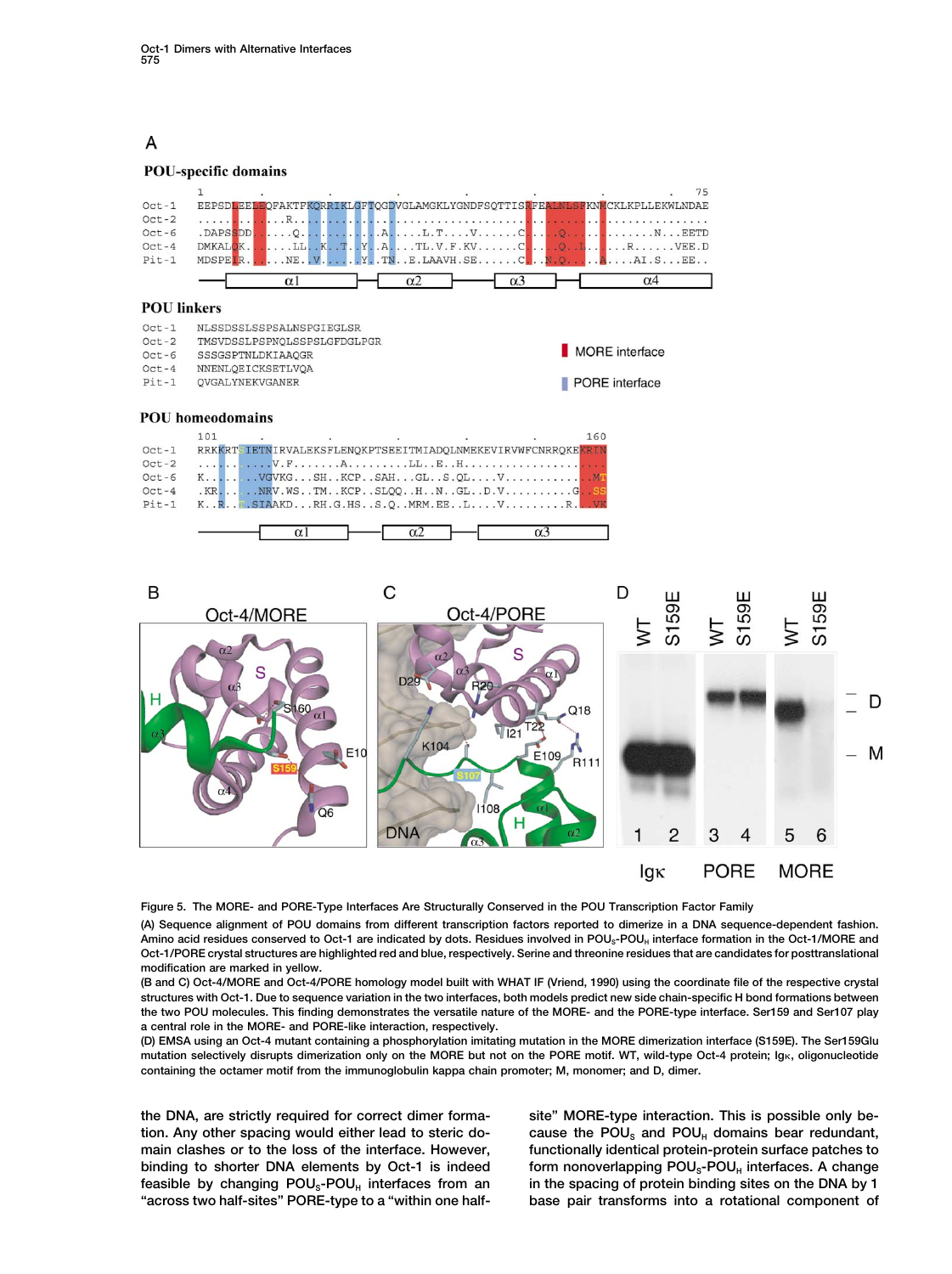Figure 5. The MORE- and PORE-Type Interfaces Are Structurally Conserved in the POU Transcription Factor Family

(A) Sequence alignment of POU domains from different transcription factors reported to dimerize in a DNA sequence-dependent fashion. Amino acid residues conserved to Oct-1 are indicated by dots. Residues involved in $POU_S$-$POU_H$ interface formation in the Oct-1/MORE and Oct-1/PORE crystal structures are highlighted red and blue, respectively. Serine and threonine residues that are candidates for posttranslational modification are marked in yellow.

(B and C) Oct-4/MORE and Oct-4/PORE homology model built with WHAT IF (Vriend, 1990) using the coordinate file of the respective crystal structures with Oct-1. Due to sequence variation in the two interfaces, both models predict new side chain-specific H bond formations between the two POU molecules. This finding demonstrates the versatile nature of the MORE- and the PORE-type interface. Ser159 and Ser107 play a central role in the MORE- and PORE-like interaction, respectively.

(D) EMSA using an Oct-4 mutant containing a phosphorylation imitating mutation in the MORE dimerization interface (S159E). The Ser159Glu mutation selectively disrupts dimerization only on the MORE but not on the PORE motif. WT, wild-type Oct-4 protein; Igκ, oligonucleotide containing the octamer motif from the immunoglobulin kappa chain promoter; M, monomer; and D, dimer.

the DNA, are strictly required for correct dimer formation. Any other spacing would either lead to steric domain clashes or to the loss of the interface. However, binding to shorter DNA elements by Oct-1 is indeed feasible by changing $POU_S$-$POU_H$ interfaces from an "across two half-sites" PORE-type to a "within one half-site" MORE-type interaction. This is possible only because the $POU_S$ and $POU_H$ domains bear redundant, functionally identical protein-protein surface patches to form nonoverlapping $POU_S$-$POU_H$ interfaces. A change in the spacing of protein binding sites on the DNA by 1 base pair transforms into a rotational component of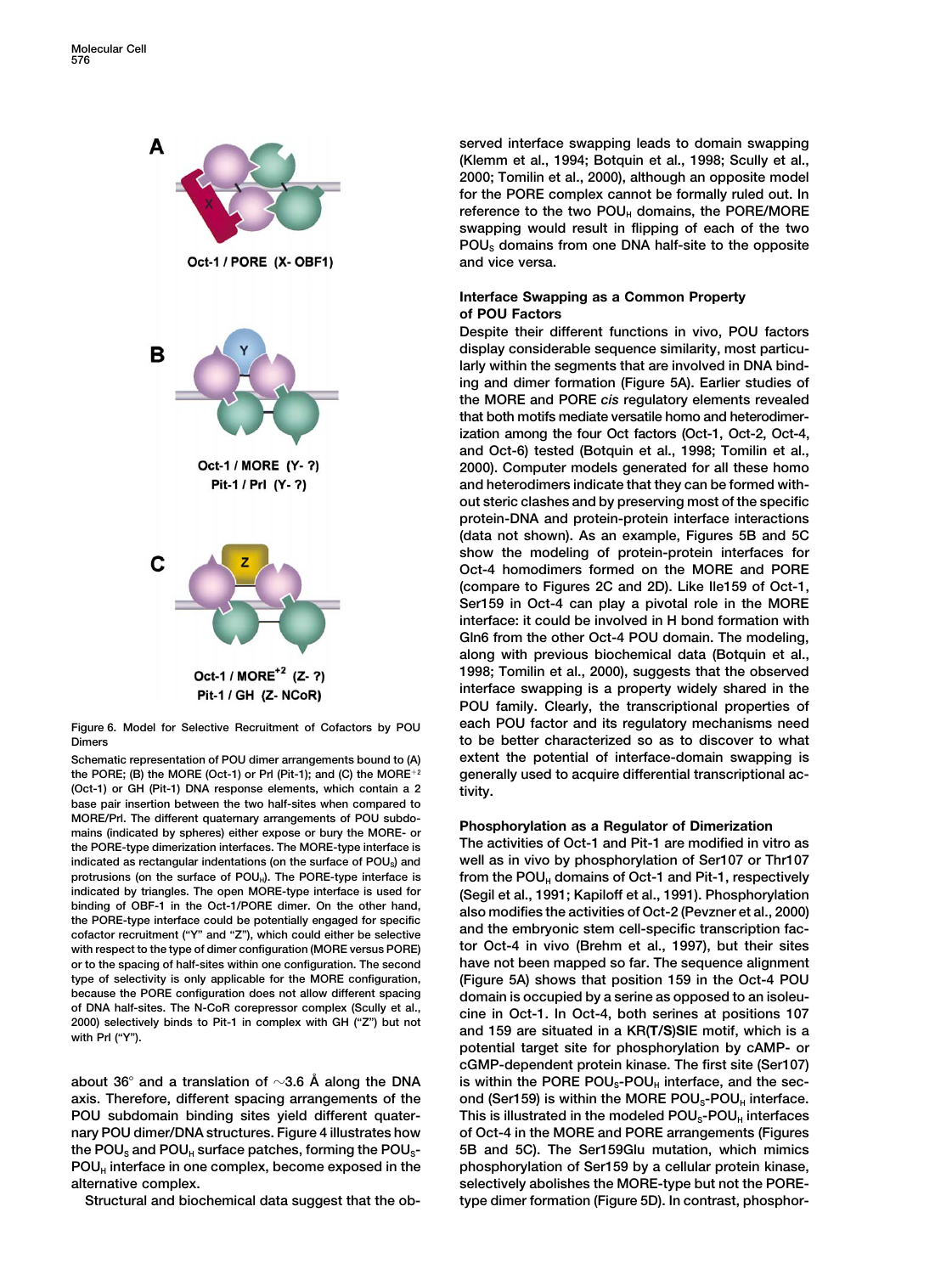Figure 6. Model for Selective Recruitment of Cofactors by POU Dimers

Schematic representation of POU dimer arrangements bound to (A) the PORE; (B) the MORE (Oct-1) or Prl (Pit-1); and (C) the MORE$^{+2}$ (Oct-1) or GH (Pit-1) DNA response elements, which contain a 2 base pair insertion between the two half-sites when compared to MORE/Prl. The different quaternary arrangements of POU subdomains (indicated by spheres) either expose or bury the MORE- or the PORE-type dimerization interfaces. The MORE-type interface is indicated as rectangular indentations (on the surface of $POU_S$) and protrusions (on the surface of $POU_H$). The PORE-type interface is indicated by triangles. The open MORE-type interface is used for binding of OBF-1 in the Oct-1/PORE dimer. On the other hand, the PORE-type interface could be potentially engaged for specific cofactor recruitment ("Y" and "Z"), which could either be selective with respect to the type of dimer configuration (MORE versus PORE) or to the spacing of half-sites within one configuration. The second type of selectivity is only applicable for the MORE configuration, because the PORE configuration does not allow different spacing of DNA half-sites. The N-CoR corepressor complex (Scully et al., 2000) selectively binds to Pit-1 in complex with GH ("Z") but not with Prl ("Y").

about 36° and a translation of ~3.6 Å along the DNA axis. Therefore, different spacing arrangements of the POU subdomain binding sites yield different quaternary POU dimer/DNA structures. Figure 4 illustrates how the $POU_S$ and $POU_H$ surface patches, forming the $POU_S$-$POU_H$ interface in one complex, become exposed in the alternative complex.

Structural and biochemical data suggest that the observed interface swapping leads to domain swapping (Klemm et al., 1994; Botquin et al., 1998; Scully et al., 2000; Tomilin et al., 2000), although an opposite model for the PORE complex cannot be formally ruled out. In reference to the two $POU_H$ domains, the PORE/MORE swapping would result in flipping of each of the two $POU_S$ domains from one DNA half-site to the opposite and vice versa.

## Interface Swapping as a Common Property of POU Factors

Despite their different functions in vivo, POU factors display considerable sequence similarity, most particularly within the segments that are involved in DNA binding and dimer formation (Figure 5A). Earlier studies of the MORE and PORE *cis* regulatory elements revealed that both motifs mediate versatile homo and heterodimerization among the four Oct factors (Oct-1, Oct-2, Oct-4, and Oct-6) tested (Botquin et al., 1998; Tomilin et al., 2000). Computer models generated for all these homo and heterodimers indicate that they can be formed without steric clashes and by preserving most of the specific protein-DNA and protein-protein interface interactions (data not shown). As an example, Figures 5B and 5C show the modeling of protein-protein interfaces for Oct-4 homodimers formed on the MORE and PORE (compare to Figures 2C and 2D). Like Ile159 of Oct-1, Ser159 in Oct-4 can play a pivotal role in the MORE interface: it could be involved in H bond formation with Gln6 from the other Oct-4 POU domain. The modeling, along with previous biochemical data (Botquin et al., 1998; Tomilin et al., 2000), suggests that the observed interface swapping is a property widely shared in the POU family. Clearly, the transcriptional properties of each POU factor and its regulatory mechanisms need to be better characterized so as to discover to what extent the potential of interface-domain swapping is generally used to acquire differential transcriptional activity.

## Phosphorylation as a Regulator of Dimerization

The activities of Oct-1 and Pit-1 are modified in vitro as well as in vivo by phosphorylation of Ser107 or Thr107 from the $POU_H$ domains of Oct-1 and Pit-1, respectively (Segil et al., 1991; Kapiloff et al., 1991). Phosphorylation also modifies the activities of Oct-2 (Pevzner et al., 2000) and the embryonic stem cell-specific transcription factor Oct-4 in vivo (Brehm et al., 1997), but their sites have not been mapped so far. The sequence alignment (Figure 5A) shows that position 159 in the Oct-4 POU domain is occupied by a serine as opposed to an isoleucine in Oct-1. In Oct-4, both serines at positions 107 and 159 are situated in a KR**(T/S)S**IE motif, which is a potential target site for phosphorylation by cAMP- or cGMP-dependent protein kinase. The first site (Ser107) is within the PORE $POU_S$-$POU_H$ interface, and the second (Ser159) is within the MORE $POU_S$-$POU_H$ interface. This is illustrated in the modeled $POU_S$-$POU_H$ interfaces of Oct-4 in the MORE and PORE arrangements (Figures 5B and 5C). The Ser159Glu mutation, which mimics phosphorylation of Ser159 by a cellular protein kinase, selectively abolishes the MORE-type but not the PORE-type dimer formation (Figure 5D). In contrast, phosphor-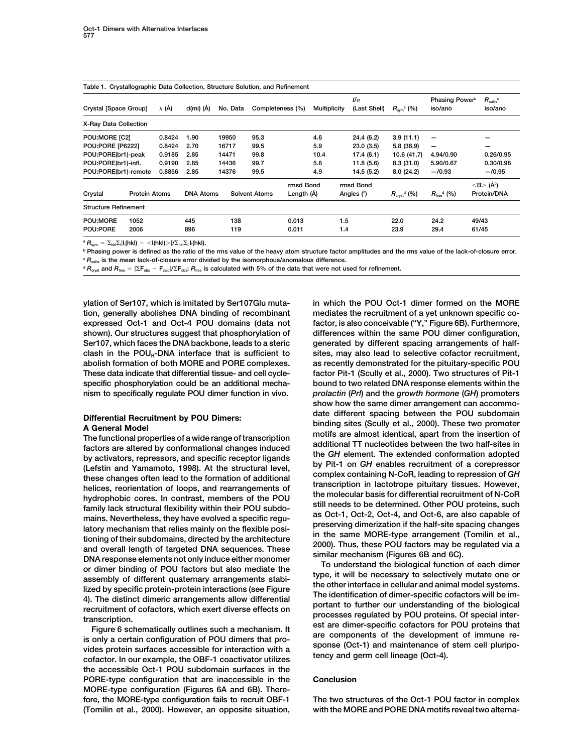Table 1. Crystallographic Data Collection, Structure Solution, and Refinement

| Crystal [Space Group] | λ (Å) | d(mi) (Å) | No. Data | Completeness (%) | Multiplicity | $I/\sigma$ (Last Shell) | $R_{sym}$[a] (%) | Phasing Power[b] iso/ano | $R_{cullis}$[c] iso/ano |
|---|---|---|---|---|---|---|---|---|---|
| **X-Ray Data Collection** | | | | | | | | | |
| POU:MORE [C2] | 0.8424 | 1.90 | 19950 | 95.3 | 4.6 | 24.4 (6.2) | 3.9 (11.1) | – | – |
| POU:PORE [P6222] | 0.8424 | 2.70 | 16717 | 99.5 | 5.9 | 23.0 (3.5) | 5.8 (38.9) | – | – |
| POU:PORE(br1)-peak | 0.9185 | 2.85 | 14471 | 99.8 | 10.4 | 17.4 (6.1) | 10.6 (41.7) | 4.94/0.90 | 0.26/0.95 |
| POU:PORE(br1)-infl. | 0.9190 | 2.85 | 14436 | 99.7 | 5.6 | 11.8 (5.6) | 8.3 (31.0) | 5.90/0.67 | 0.30/0.98 |
| POU:PORE(br1)-remote | 0.8856 | 2.85 | 14376 | 99.5 | 4.9 | 14.5 (5.2) | 8.0 (24.2) | –/0.93 | –/0.95 |

| Crystal | Protein Atoms | DNA Atoms | Solvent Atoms | rmsd Bond Length (Å) | rmsd Bond Angles (°) | $R_{cryst}$[d] (%) | $R_{free}$[d] (%) | <B> (Å²) Protein/DNA |
|---|---|---|---|---|---|---|---|---|
| **Structure Refinement** | | | | | | | | |
| POU:MORE | 1052 | 445 | 138 | 0.013 | 1.5 | 22.0 | 24.2 | 49/43 |
| POU:PORE | 2006 | 896 | 119 | 0.011 | 1.4 | 23.9 | 29.4 | 61/45 |

[a] $R_{sym} = \Sigma_{hkl}\Sigma_i|I_i(hkl) - \langle I(hkl)\rangle|/\Sigma_{hkl}\Sigma_i I_i(hkl)$.

[b] Phasing power is defined as the ratio of the rms value of the heavy atom structure factor amplitudes and the rms value of the lack-of-closure error.

[c] $R_{cullis}$ is the mean lack-of-closure error divided by the isomorphous/anomalous difference.

[d] $R_{cryst}$ and $R_{free} = |\Sigma F_{obs} - F_{calc}|/\Sigma F_{obs}$; $R_{free}$ is calculated with 5% of the data that were not used for refinement.

ylation of Ser107, which is imitated by Ser107Glu mutation, generally abolishes DNA binding of recombinant expressed Oct-1 and Oct-4 POU domains (data not shown). Our structures suggest that phosphorylation of Ser107, which faces the DNA backbone, leads to a steric clash in the $POU_H$-DNA interface that is sufficient to abolish formation of both MORE and PORE complexes. These data indicate that differential tissue- and cell cycle-specific phosphorylation could be an additional mechanism to specifically regulate POU dimer function in vivo.

## Differential Recruitment by POU Dimers: A General Model

The functional properties of a wide range of transcription factors are altered by conformational changes induced by activators, repressors, and specific receptor ligands (Lefstin and Yamamoto, 1998). At the structural level, these changes often lead to the formation of additional helices, reorientation of loops, and rearrangements of hydrophobic cores. In contrast, members of the POU family lack structural flexibility within their POU subdomains. Nevertheless, they have evolved a specific regulatory mechanism that relies mainly on the flexible positioning of their subdomains, directed by the architecture and overall length of targeted DNA sequences. These DNA response elements not only induce either monomer or dimer binding of POU factors but also mediate the assembly of different quaternary arrangements stabilized by specific protein-protein interactions (see Figure 4). The distinct dimeric arrangements allow differential recruitment of cofactors, which exert diverse effects on transcription.

Figure 6 schematically outlines such a mechanism. It is only a certain configuration of POU dimers that provides protein surfaces accessible for interaction with a cofactor. In our example, the OBF-1 coactivator utilizes the accessible Oct-1 POU subdomain surfaces in the PORE-type configuration that are inaccessible in the MORE-type configuration (Figures 6A and 6B). Therefore, the MORE-type configuration fails to recruit OBF-1 (Tomilin et al., 2000). However, an opposite situation, in which the POU Oct-1 dimer formed on the MORE mediates the recruitment of a yet unknown specific cofactor, is also conceivable ("Y," Figure 6B). Furthermore, differences within the same POU dimer configuration, generated by different spacing arrangements of half-sites, may also lead to selective cofactor recruitment, as recently demonstrated for the pituitary-specific POU factor Pit-1 (Scully et al., 2000). Two structures of Pit-1 bound to two related DNA response elements within the *prolactin* (*Prl*) and the *growth hormone* (*GH*) promoters show how the same dimer arrangement can accommodate different spacing between the POU subdomain binding sites (Scully et al., 2000). These two promoter motifs are almost identical, apart from the insertion of additional TT nucleotides between the two half-sites in the *GH* element. The extended conformation adopted by Pit-1 on *GH* enables recruitment of a corepressor complex containing N-CoR, leading to repression of *GH* transcription in lactotrope pituitary tissues. However, the molecular basis for differential recruitment of N-CoR still needs to be determined. Other POU proteins, such as Oct-1, Oct-2, Oct-4, and Oct-6, are also capable of preserving dimerization if the half-site spacing changes in the same MORE-type arrangement (Tomilin et al., 2000). Thus, these POU factors may be regulated via a similar mechanism (Figures 6B and 6C).

To understand the biological function of each dimer type, it will be necessary to selectively mutate one or the other interface in cellular and animal model systems. The identification of dimer-specific cofactors will be important to further our understanding of the biological processes regulated by POU proteins. Of special interest are dimer-specific cofactors for POU proteins that are components of the development of immune response (Oct-1) and maintenance of stem cell pluripotency and germ cell lineage (Oct-4).

## Conclusion

The two structures of the Oct-1 POU factor in complex with the MORE and PORE DNA motifs reveal two alterna-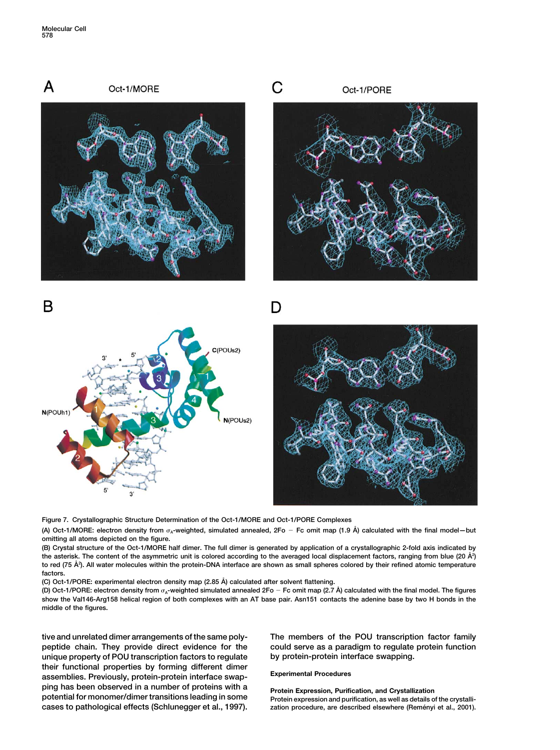Figure 7. Crystallographic Structure Determination of the Oct-1/MORE and Oct-1/PORE Complexes

(A) Oct-1/MORE: electron density from $\sigma_A$-weighted, simulated annealed, 2Fo − Fc omit map (1.9 Å) calculated with the final model—but omitting all atoms depicted on the figure.

(B) Crystal structure of the Oct-1/MORE half dimer. The full dimer is generated by application of a crystallographic 2-fold axis indicated by the asterisk. The content of the asymmetric unit is colored according to the averaged local displacement factors, ranging from blue (20 $Å^2$) to red (75 $Å^2$). All water molecules within the protein-DNA interface are shown as small spheres colored by their refined atomic temperature factors.

(C) Oct-1/PORE: experimental electron density map (2.85 Å) calculated after solvent flattening.

(D) Oct-1/PORE: electron density from $\sigma_A$-weighted simulated annealed 2Fo − Fc omit map (2.7 Å) calculated with the final model. The figures show the Val146-Arg158 helical region of both complexes with an AT base pair. Asn151 contacts the adenine base by two H bonds in the middle of the figures.

tive and unrelated dimer arrangements of the same polypeptide chain. They provide direct evidence for the unique property of POU transcription factors to regulate their functional properties by forming different dimer assemblies. Previously, protein-protein interface swapping has been observed in a number of proteins with a potential for monomer/dimer transitions leading in some cases to pathological effects (Schlunegger et al., 1997). The members of the POU transcription factor family could serve as a paradigm to regulate protein function by protein-protein interface swapping.

## Experimental Procedures

### Protein Expression, Purification, and Crystallization

Protein expression and purification, as well as details of the crystallization procedure, are described elsewhere (Reményi et al., 2001).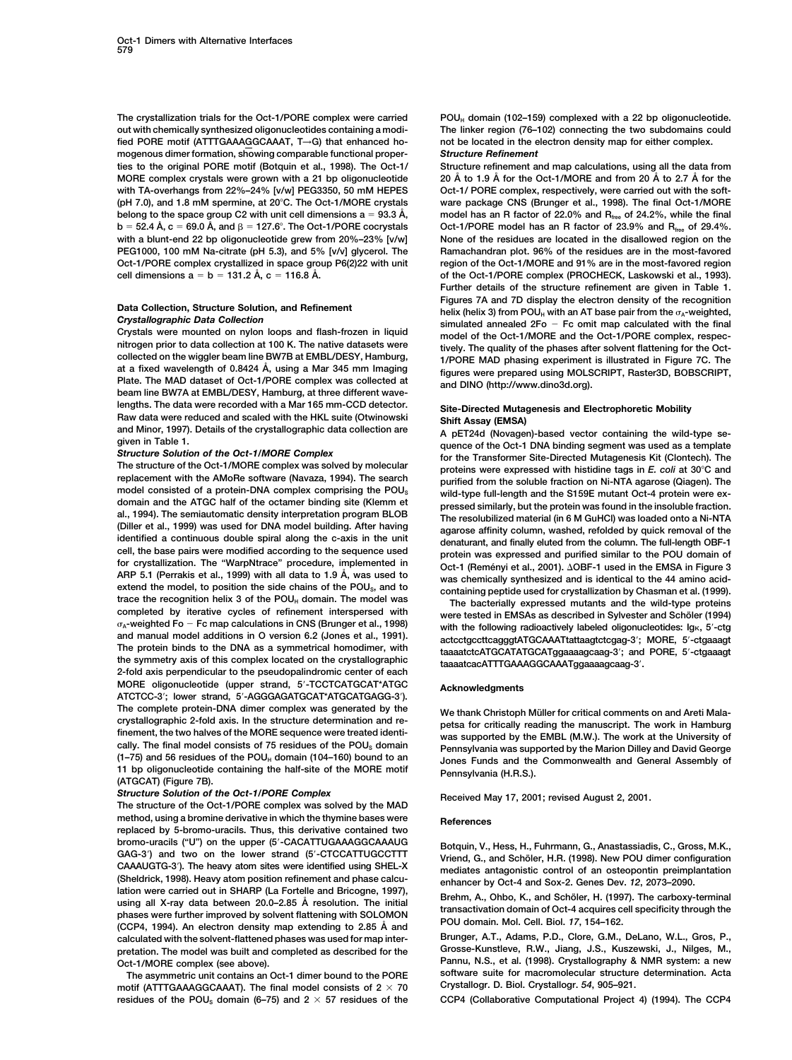The crystallization trials for the Oct-1/PORE complex were carried out with chemically synthesized oligonucleotides containing a modified PORE motif (ATTTGAAAGGCAAAT, T→G) that enhanced homogenous dimer formation, showing comparable functional properties to the original PORE motif (Botquin et al., 1998). The Oct-1/MORE complex crystals were grown with a 21 bp oligonucleotide with TA-overhangs from 22%–24% [w/w] PEG3350, 50 mM HEPES (pH 7.0), and 1.8 mM spermine, at 20°C. The Oct-1/MORE crystals belong to the space group C2 with unit cell dimensions a = 93.3 Å, b = 52.4 Å, c = 69.0 Å, and β = 127.6°. The Oct-1/PORE cocrystals with a blunt-end 22 bp oligonucleotide grew from 20%–23% [v/w] PEG1000, 100 mM Na-citrate (pH 5.3), and 5% [v/w] glycerol. The Oct-1/PORE complex crystallized in space group P6(2)22 with unit cell dimensions a = b = 131.2 Å, c = 116.8 Å.

## Data Collection, Structure Solution, and Refinement

### Crystallographic Data Collection

Crystals were mounted on nylon loops and flash-frozen in liquid nitrogen prior to data collection at 100 K. The native datasets were collected on the wiggler beam line BW7B at EMBL/DESY, Hamburg, at a fixed wavelength of 0.8424 Å, using a Mar 345 mm Imaging Plate. The MAD dataset of Oct-1/PORE complex was collected at beam line BW7A at EMBL/DESY, Hamburg, at three different wavelengths. The data were recorded with a Mar 165 mm-CCD detector. Raw data were reduced and scaled with the HKL suite (Otwinowski and Minor, 1997). Details of the crystallographic data collection are given in Table 1.

### Structure Solution of the Oct-1/MORE Complex

The structure of the Oct-1/MORE complex was solved by molecular replacement with the AMoRe software (Navaza, 1994). The search model consisted of a protein-DNA complex comprising the $POU_S$ domain and the ATGC half of the octamer binding site (Klemm et al., 1994). The semiautomatic density interpretation program BLOB (Diller et al., 1999) was used for DNA model building. After having identified a continuous double spiral along the c-axis in the unit cell, the base pairs were modified according to the sequence used for crystallization. The "WarpNtrace" procedure, implemented in ARP 5.1 (Perrakis et al., 1999) with all data to 1.9 Å, was used to extend the model, to position the side chains of the $POU_S$, and to trace the recognition helix 3 of the $POU_H$ domain. The model was completed by iterative cycles of refinement interspersed with $\sigma_A$-weighted Fo − Fc map calculations in CNS (Brunger et al., 1998) and manual model additions in O version 6.2 (Jones et al., 1991). The protein binds to the DNA as a symmetrical homodimer, with the symmetry axis of this complex located on the crystallographic 2-fold axis perpendicular to the pseudopalindromic center of each MORE oligonucleotide (upper strand, 5′-TCCTCATGCAT*ATGC ATCTCC-3′; lower strand, 5′-AGGGAGATGCAT*ATGCATGAGG-3′). The complete protein-DNA dimer complex was generated by the crystallographic 2-fold axis. In the structure determination and refinement, the two halves of the MORE sequence were treated identically. The final model consists of 75 residues of the $POU_S$ domain (1–75) and 56 residues of the $POU_H$ domain (104–160) bound to an 11 bp oligonucleotide containing the half-site of the MORE motif (ATGCAT) (Figure 7B).

### Structure Solution of the Oct-1/PORE Complex

The structure of the Oct-1/PORE complex was solved by the MAD method, using a bromine derivative in which the thymine bases were replaced by 5-bromo-uracils. Thus, this derivative contained two bromo-uracils ("U") on the upper (5′-CACATTUGAAAGGCAAAUG GAG-3′) and two on the lower strand (5′-CTCCATTUGCCTTT CAAAUGTG-3′). The heavy atom sites were identified using SHEL-X (Sheldrick, 1998). Heavy atom position refinement and phase calculation were carried out in SHARP (La Fortelle and Bricogne, 1997), using all X-ray data between 20.0–2.85 Å resolution. The initial phases were further improved by solvent flattening with SOLOMON (CCP4, 1994). An electron density map extending to 2.85 Å and calculated with the solvent-flattened phases was used for map interpretation. The model was built and completed as described for the Oct-1/MORE complex (see above).

The asymmetric unit contains an Oct-1 dimer bound to the PORE motif (ATTTGAAAGGCAAAT). The final model consists of 2 × 70 residues of the $POU_S$ domain (6–75) and 2 × 57 residues of the $POU_H$ domain (102–159) complexed with a 22 bp oligonucleotide. The linker region (76–102) connecting the two subdomains could not be located in the electron density map for either complex.

### Structure Refinement

Structure refinement and map calculations, using all the data from 20 Å to 1.9 Å for the Oct-1/MORE and from 20 Å to 2.7 Å for the Oct-1/ PORE complex, respectively, were carried out with the software package CNS (Brunger et al., 1998). The final Oct-1/MORE model has an R factor of 22.0% and $R_{free}$ of 24.2%, while the final Oct-1/PORE model has an R factor of 23.9% and $R_{free}$ of 29.4%. None of the residues are located in the disallowed region on the Ramachandran plot. 96% of the residues are in the most-favored region of the Oct-1/MORE and 91% are in the most-favored region of the Oct-1/PORE complex (PROCHECK, Laskowski et al., 1993). Further details of the structure refinement are given in Table 1. Figures 7A and 7D display the electron density of the recognition helix (helix 3) from $POU_H$ with an AT base pair from the $\sigma_A$-weighted, simulated annealed 2Fo − Fc omit map calculated with the final model of the Oct-1/MORE and the Oct-1/PORE complex, respectively. The quality of the phases after solvent flattening for the Oct-1/PORE MAD phasing experiment is illustrated in Figure 7C. The figures were prepared using MOLSCRIPT, Raster3D, BOBSCRIPT, and DINO (http://www.dino3d.org).

## Site-Directed Mutagenesis and Electrophoretic Mobility Shift Assay (EMSA)

A pET24d (Novagen)-based vector containing the wild-type sequence of the Oct-1 DNA binding segment was used as a template for the Transformer Site-Directed Mutagenesis Kit (Clontech). The proteins were expressed with histidine tags in *E. coli* at 30°C and purified from the soluble fraction on Ni-NTA agarose (Qiagen). The wild-type full-length and the S159E mutant Oct-4 protein were expressed similarly, but the protein was found in the insoluble fraction. The resolubilized material (in 6 M GuHCl) was loaded onto a Ni-NTA agarose affinity column, washed, refolded by quick removal of the denaturant, and finally eluted from the column. The full-length OBF-1 protein was expressed and purified similar to the POU domain of Oct-1 (Reményi et al., 2001). ΔOBF-1 used in the EMSA in Figure 3 was chemically synthesized and is identical to the 44 amino acid-containing peptide used for crystallization by Chasman et al. (1999).

The bacterially expressed mutants and the wild-type proteins were tested in EMSAs as described in Sylvester and Schöler (1994) with the following radioactively labeled oligonucleotides: Igκ, 5′-ctg actcctgcctcagggtATGCAAATtattaagtctcgag-3′; MORE, 5′-ctgaaagt taaaatctcATGCATATGCATggaaaagcaag-3′; and PORE, 5′-ctgaaagt taaaatcacATTTGAAAGGCAAATggaaaagcaag-3′.

## Acknowledgments

We thank Christoph Müller for critical comments on and Areti Malapetsa for critically reading the manuscript. The work in Hamburg was supported by the EMBL (M.W.). The work at the University of Pennsylvania was supported by the Marion Dilley and David George Jones Funds and the Commonwealth and General Assembly of Pennsylvania (H.R.S.).

Received May 17, 2001; revised August 2, 2001.

## References

Botquin, V., Hess, H., Fuhrmann, G., Anastassiadis, C., Gross, M.K., Vriend, G., and Schöler, H.R. (1998). New POU dimer configuration mediates antagonistic control of an osteopontin preimplantation enhancer by Oct-4 and Sox-2. Genes Dev. *12*, 2073–2090.

Brehm, A., Ohbo, K., and Schöler, H. (1997). The carboxy-terminal transactivation domain of Oct-4 acquires cell specificity through the POU domain. Mol. Cell. Biol. *17*, 154–162.

Brunger, A.T., Adams, P.D., Clore, G.M., DeLano, W.L., Gros, P., Grosse-Kunstleve, R.W., Jiang, J.S., Kuszewski, J., Nilges, M., Pannu, N.S., et al. (1998). Crystallography & NMR system: a new software suite for macromolecular structure determination. Acta Crystallogr. D. Biol. Crystallogr. *54*, 905–921.

CCP4 (Collaborative Computational Project 4) (1994). The CCP4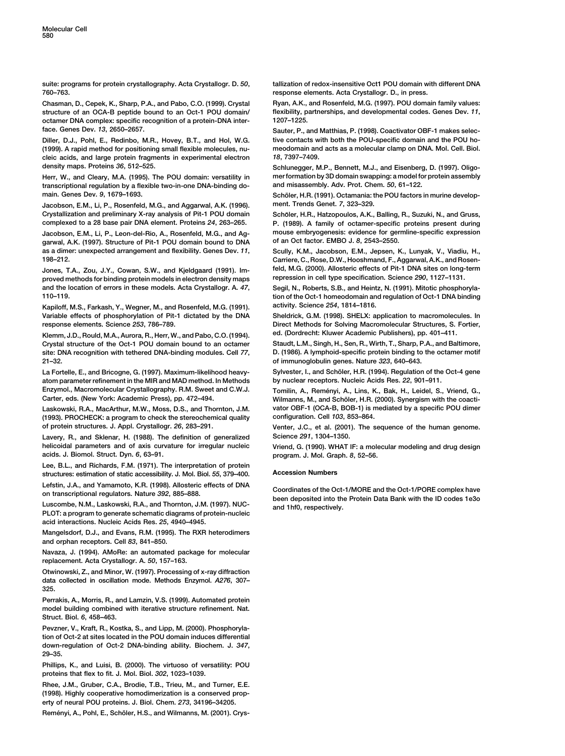suite: programs for protein crystallography. Acta Crystallogr. D. *50*, 760–763.

Chasman, D., Cepek, K., Sharp, P.A., and Pabo, C.O. (1999). Crystal structure of an OCA-B peptide bound to an Oct-1 POU domain/octamer DNA complex: specific recognition of a protein-DNA interface. Genes Dev. *13*, 2650–2657.

Diller, D.J., Pohl, E., Redinbo, M.R., Hovey, B.T., and Hol, W.G. (1999). A rapid method for positioning small flexible molecules, nucleic acids, and large protein fragments in experimental electron density maps. Proteins *36*, 512–525.

Herr, W., and Cleary, M.A. (1995). The POU domain: versatility in transcriptional regulation by a flexible two-in-one DNA-binding domain. Genes Dev. *9*, 1679–1693.

Jacobson, E.M., Li, P., Rosenfeld, M.G., and Aggarwal, A.K. (1996). Crystallization and preliminary X-ray analysis of Pit-1 POU domain complexed to a 28 base pair DNA element. Proteins *24*, 263–265.

Jacobson, E.M., Li, P., Leon-del-Rio, A., Rosenfeld, M.G., and Aggarwal, A.K. (1997). Structure of Pit-1 POU domain bound to DNA as a dimer: unexpected arrangement and flexibility. Genes Dev. *11*, 198–212.

Jones, T.A., Zou, J.Y., Cowan, S.W., and Kjeldgaard (1991). Improved methods for binding protein models in electron density maps and the location of errors in these models. Acta Crystallogr. A. *47*, 110–119.

Kapiloff, M.S., Farkash, Y., Wegner, M., and Rosenfeld, M.G. (1991). Variable effects of phosphorylation of Pit-1 dictated by the DNA response elements. Science *253*, 786–789.

Klemm, J.D., Rould, M.A., Aurora, R., Herr, W., and Pabo, C.O. (1994). Crystal structure of the Oct-1 POU domain bound to an octamer site: DNA recognition with tethered DNA-binding modules. Cell *77*, 21–32.

La Fortelle, E., and Bricogne, G. (1997). Maximum-likelihood heavy-atom parameter refinement in the MIR and MAD method. In Methods Enzymol., Macromolecular Crystallography. R.M. Sweet and C.W.J. Carter, eds. (New York: Academic Press), pp. 472–494.

Laskowski, R.A., MacArthur, M.W., Moss, D.S., and Thornton, J.M. (1993). PROCHECK: a program to check the stereochemical quality of protein structures. J. Appl. Crystallogr. *26*, 283–291.

Lavery, R., and Sklenar, H. (1988). The definition of generalized helicoidal parameters and of axis curvature for irregular nucleic acids. J. Biomol. Struct. Dyn. *6*, 63–91.

Lee, B.L., and Richards, F.M. (1971). The interpretation of protein structures: estimation of static accessibility. J. Mol. Biol. *55*, 379–400.

Lefstin, J.A., and Yamamoto, K.R. (1998). Allosteric effects of DNA on transcriptional regulators. Nature *392*, 885–888.

Luscombe, N.M., Laskowski, R.A., and Thornton, J.M. (1997). NUCPLOT: a program to generate schematic diagrams of protein-nucleic acid interactions. Nucleic Acids Res. *25*, 4940–4945.

Mangelsdorf, D.J., and Evans, R.M. (1995). The RXR heterodimers and orphan receptors. Cell *83*, 841–850.

Navaza, J. (1994). AMoRe: an automated package for molecular replacement. Acta Crystallogr. A. *50*, 157–163.

Otwinowski, Z., and Minor, W. (1997). Processing of x-ray diffraction data collected in oscillation mode. Methods Enzymol. *A276*, 307–325.

Perrakis, A., Morris, R., and Lamzin, V.S. (1999). Automated protein model building combined with iterative structure refinement. Nat. Struct. Biol. *6*, 458–463.

Pevzner, V., Kraft, R., Kostka, S., and Lipp, M. (2000). Phosphorylation of Oct-2 at sites located in the POU domain induces differential down-regulation of Oct-2 DNA-binding ability. Biochem. J. *347*, 29–35.

Phillips, K., and Luisi, B. (2000). The virtuoso of versatility: POU proteins that flex to fit. J. Mol. Biol. *302*, 1023–1039.

Rhee, J.M., Gruber, C.A., Brodie, T.B., Trieu, M., and Turner, E.E. (1998). Highly cooperative homodimerization is a conserved property of neural POU proteins. J. Biol. Chem. *273*, 34196–34205.

Reményi, A., Pohl, E., Schöler, H.S., and Wilmanns, M. (2001). Crystallization of redox-insensitive Oct1 POU domain with different DNA response elements. Acta Crystallogr. D., in press.

Ryan, A.K., and Rosenfeld, M.G. (1997). POU domain family values: flexibility, partnerships, and developmental codes. Genes Dev. *11*, 1207–1225.

Sauter, P., and Matthias, P. (1998). Coactivator OBF-1 makes selective contacts with both the POU-specific domain and the POU homeodomain and acts as a molecular clamp on DNA. Mol. Cell. Biol. *18*, 7397–7409.

Schlunegger, M.P., Bennett, M.J., and Eisenberg, D. (1997). Oligomer formation by 3D domain swapping: a model for protein assembly and misassembly. Adv. Prot. Chem. *50*, 61–122.

Schöler, H.R. (1991). Octamania: the POU factors in murine development. Trends Genet. *7*, 323–329.

Schöler, H.R., Hatzopoulos, A.K., Balling, R., Suzuki, N., and Gruss, P. (1989). A family of octamer-specific proteins present during mouse embryogenesis: evidence for germline-specific expression of an Oct factor. EMBO J. *8*, 2543–2550.

Scully, K.M., Jacobson, E.M., Jepsen, K., Lunyak, V., Viadiu, H., Carriere, C., Rose, D.W., Hooshmand, F., Aggarwal, A.K., and Rosenfeld, M.G. (2000). Allosteric effects of Pit-1 DNA sites on long-term repression in cell type specification. Science *290*, 1127–1131.

Segil, N., Roberts, S.B., and Heintz, N. (1991). Mitotic phosphorylation of the Oct-1 homeodomain and regulation of Oct-1 DNA binding activity. Science *254*, 1814–1816.

Sheldrick, G.M. (1998). SHELX: application to macromolecules. In Direct Methods for Solving Macromolecular Structures, S. Fortier, ed. (Dordrecht: Kluwer Academic Publishers), pp. 401–411.

Staudt, L.M., Singh, H., Sen, R., Wirth, T., Sharp, P.A., and Baltimore, D. (1986). A lymphoid-specific protein binding to the octamer motif of immunoglobulin genes. Nature *323*, 640–643.

Sylvester, I., and Schöler, H.R. (1994). Regulation of the Oct-4 gene by nuclear receptors. Nucleic Acids Res. *22*, 901–911.

Tomilin, A., Reményi, A., Lins, K., Bak, H., Leidel, S., Vriend, G., Wilmanns, M., and Schöler, H.R. (2000). Synergism with the coactivator OBF-1 (OCA-B, BOB-1) is mediated by a specific POU dimer configuration. Cell *103*, 853–864.

Venter, J.C., et al. (2001). The sequence of the human genome. Science *291*, 1304–1350.

Vriend, G. (1990). WHAT IF: a molecular modeling and drug design program. J. Mol. Graph. *8*, 52–56.

### Accession Numbers

Coordinates of the Oct-1/MORE and the Oct-1/PORE complex have been deposited into the Protein Data Bank with the ID codes 1e3o and 1hf0, respectively.